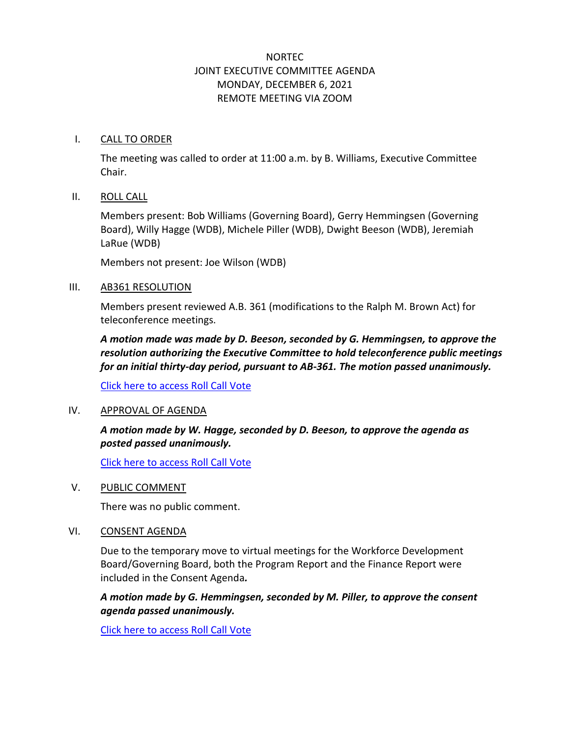NORTEC
JOINT EXECUTIVE COMMITTEE AGENDA
MONDAY, DECEMBER 6, 2021
REMOTE MEETING VIA ZOOM

## I. CALL TO ORDER

The meeting was called to order at 11:00 a.m. by B. Williams, Executive Committee Chair.

## II. ROLL CALL

Members present: Bob Williams (Governing Board), Gerry Hemmingsen (Governing Board), Willy Hagge (WDB), Michele Piller (WDB), Dwight Beeson (WDB), Jeremiah LaRue (WDB)

Members not present: Joe Wilson (WDB)

## III. AB361 RESOLUTION

Members present reviewed A.B. 361 (modifications to the Ralph M. Brown Act) for teleconference meetings.

***A motion made was made by D. Beeson, seconded by G. Hemmingsen, to approve the resolution authorizing the Executive Committee to hold teleconference public meetings for an initial thirty-day period, pursuant to AB-361. The motion passed unanimously.***

Click here to access Roll Call Vote

## IV. APPROVAL OF AGENDA

***A motion made by W. Hagge, seconded by D. Beeson, to approve the agenda as posted passed unanimously.***

Click here to access Roll Call Vote

## V. PUBLIC COMMENT

There was no public comment.

## VI. CONSENT AGENDA

Due to the temporary move to virtual meetings for the Workforce Development Board/Governing Board, both the Program Report and the Finance Report were included in the Consent Agenda***.***

***A motion made by G. Hemmingsen, seconded by M. Piller, to approve the consent agenda passed unanimously.***

Click here to access Roll Call Vote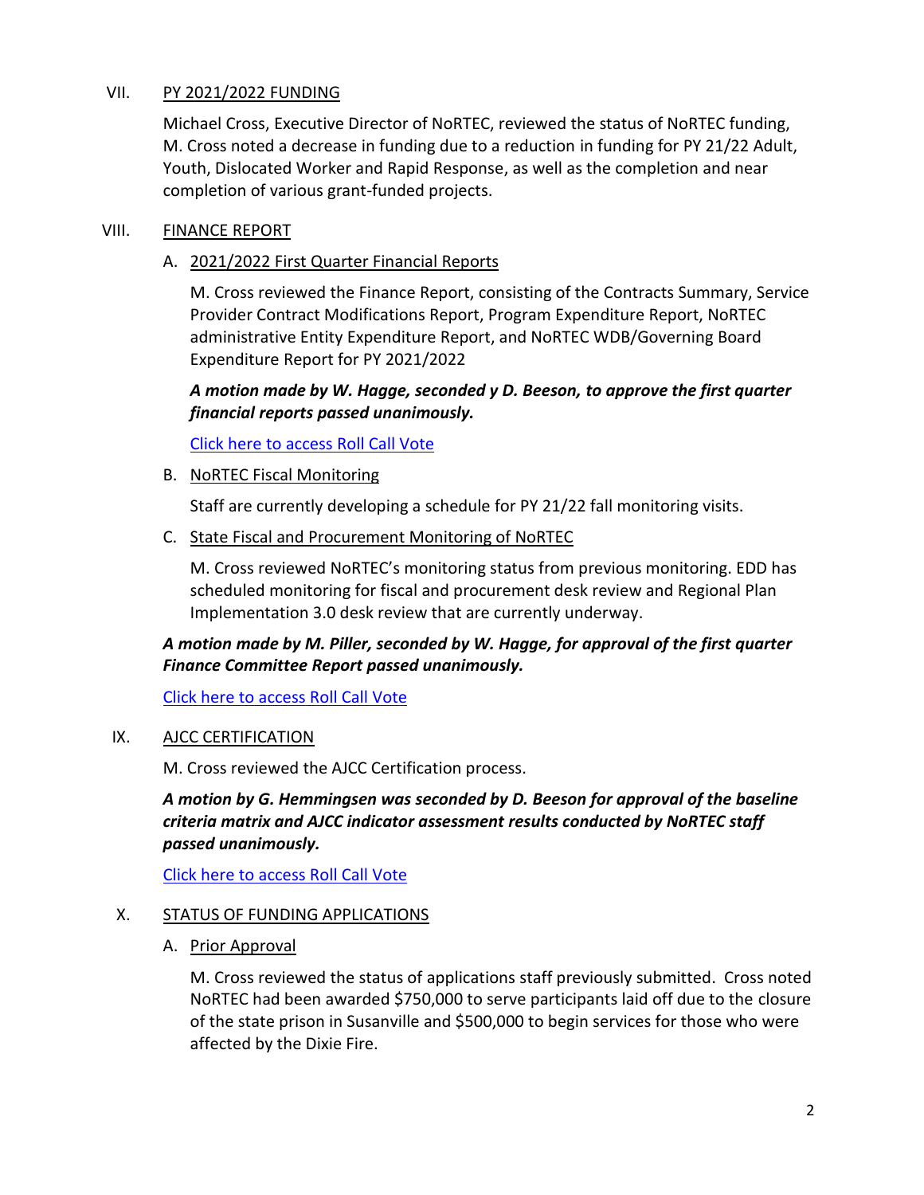VII. PY 2021/2022 FUNDING

Michael Cross, Executive Director of NoRTEC, reviewed the status of NoRTEC funding, M. Cross noted a decrease in funding due to a reduction in funding for PY 21/22 Adult, Youth, Dislocated Worker and Rapid Response, as well as the completion and near completion of various grant-funded projects.

VIII. FINANCE REPORT

A. 2021/2022 First Quarter Financial Reports

M. Cross reviewed the Finance Report, consisting of the Contracts Summary, Service Provider Contract Modifications Report, Program Expenditure Report, NoRTEC administrative Entity Expenditure Report, and NoRTEC WDB/Governing Board Expenditure Report for PY 2021/2022

***A motion made by W. Hagge, seconded y D. Beeson, to approve the first quarter financial reports passed unanimously.***

Click here to access Roll Call Vote

B. NoRTEC Fiscal Monitoring

Staff are currently developing a schedule for PY 21/22 fall monitoring visits.

C. State Fiscal and Procurement Monitoring of NoRTEC

M. Cross reviewed NoRTEC's monitoring status from previous monitoring. EDD has scheduled monitoring for fiscal and procurement desk review and Regional Plan Implementation 3.0 desk review that are currently underway.

***A motion made by M. Piller, seconded by W. Hagge, for approval of the first quarter Finance Committee Report passed unanimously.***

Click here to access Roll Call Vote

IX. AJCC CERTIFICATION

M. Cross reviewed the AJCC Certification process.

***A motion by G. Hemmingsen was seconded by D. Beeson for approval of the baseline criteria matrix and AJCC indicator assessment results conducted by NoRTEC staff passed unanimously.***

Click here to access Roll Call Vote

X. STATUS OF FUNDING APPLICATIONS

A. Prior Approval

M. Cross reviewed the status of applications staff previously submitted. Cross noted NoRTEC had been awarded $750,000 to serve participants laid off due to the closure of the state prison in Susanville and $500,000 to begin services for those who were affected by the Dixie Fire.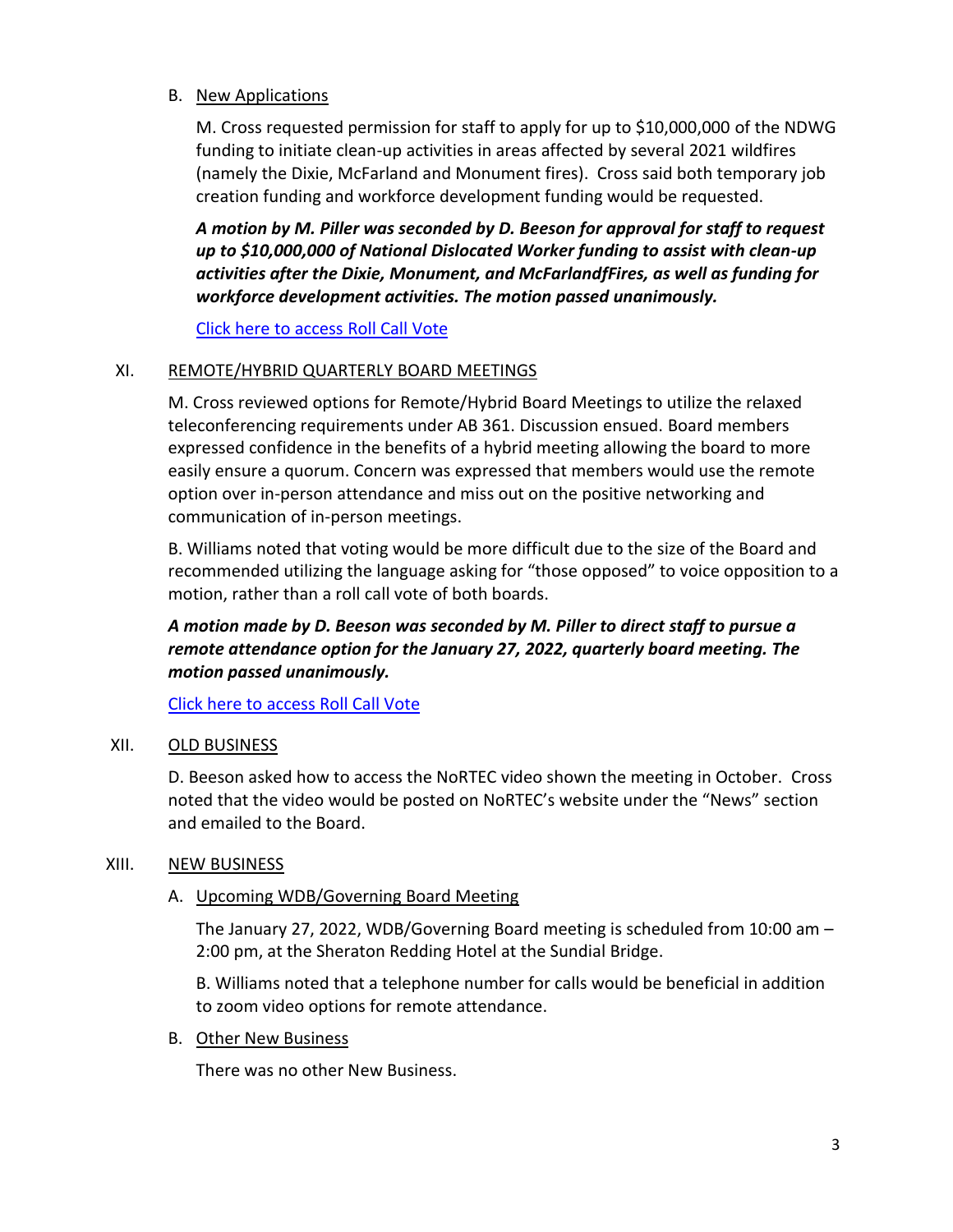B. New Applications

M. Cross requested permission for staff to apply for up to $10,000,000 of the NDWG funding to initiate clean-up activities in areas affected by several 2021 wildfires (namely the Dixie, McFarland and Monument fires). Cross said both temporary job creation funding and workforce development funding would be requested.

***A motion by M. Piller was seconded by D. Beeson for approval for staff to request up to $10,000,000 of National Dislocated Worker funding to assist with clean-up activities after the Dixie, Monument, and McFarlandfFires, as well as funding for workforce development activities. The motion passed unanimously.***

Click here to access Roll Call Vote

XI. REMOTE/HYBRID QUARTERLY BOARD MEETINGS

M. Cross reviewed options for Remote/Hybrid Board Meetings to utilize the relaxed teleconferencing requirements under AB 361. Discussion ensued. Board members expressed confidence in the benefits of a hybrid meeting allowing the board to more easily ensure a quorum. Concern was expressed that members would use the remote option over in-person attendance and miss out on the positive networking and communication of in-person meetings.

B. Williams noted that voting would be more difficult due to the size of the Board and recommended utilizing the language asking for "those opposed" to voice opposition to a motion, rather than a roll call vote of both boards.

***A motion made by D. Beeson was seconded by M. Piller to direct staff to pursue a remote attendance option for the January 27, 2022, quarterly board meeting. The motion passed unanimously.***

Click here to access Roll Call Vote

XII. OLD BUSINESS

D. Beeson asked how to access the NoRTEC video shown the meeting in October. Cross noted that the video would be posted on NoRTEC's website under the "News" section and emailed to the Board.

XIII. NEW BUSINESS

A. Upcoming WDB/Governing Board Meeting

The January 27, 2022, WDB/Governing Board meeting is scheduled from 10:00 am – 2:00 pm, at the Sheraton Redding Hotel at the Sundial Bridge.

B. Williams noted that a telephone number for calls would be beneficial in addition to zoom video options for remote attendance.

B. Other New Business

There was no other New Business.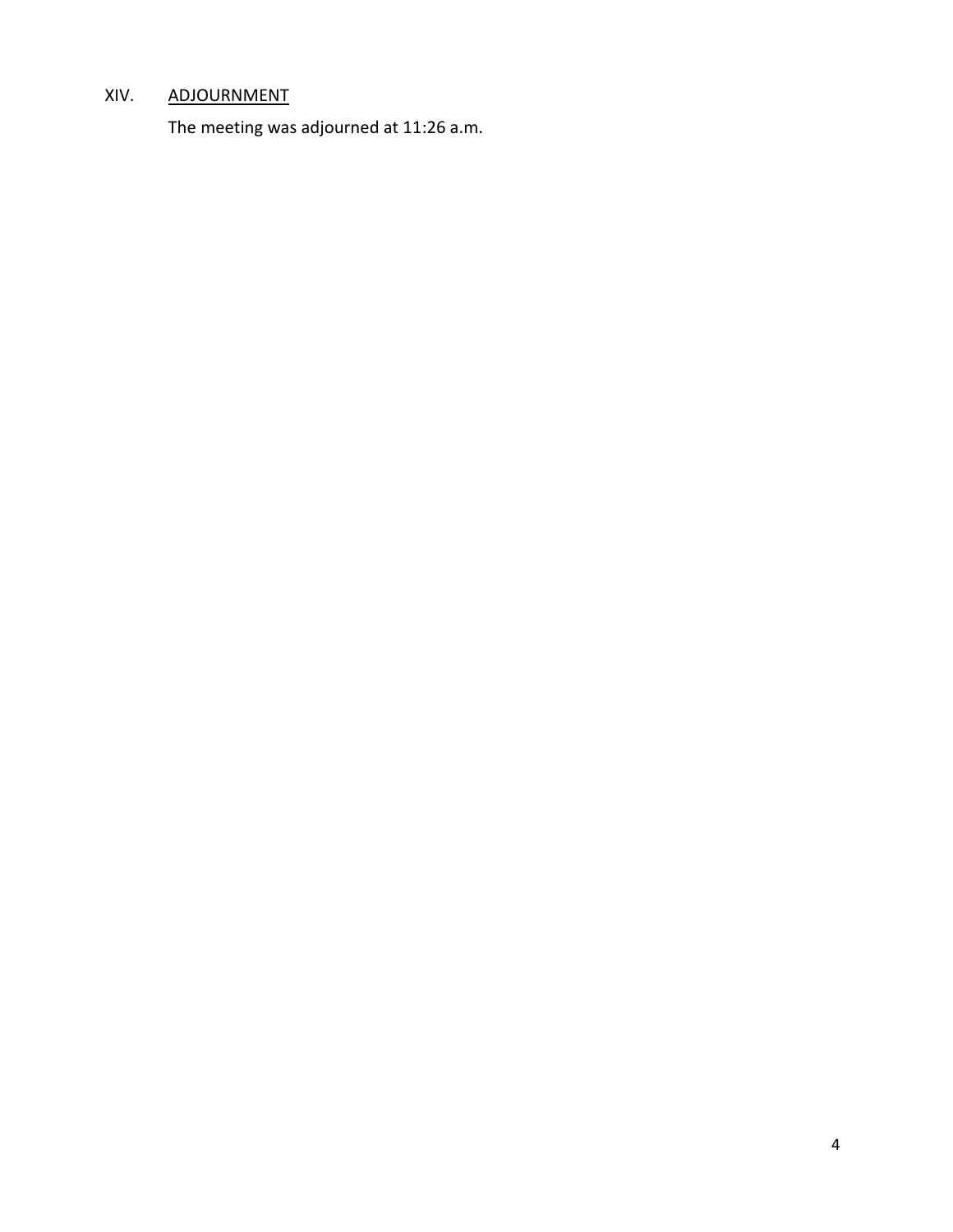## XIV. ADJOURNMENT

The meeting was adjourned at 11:26 a.m.